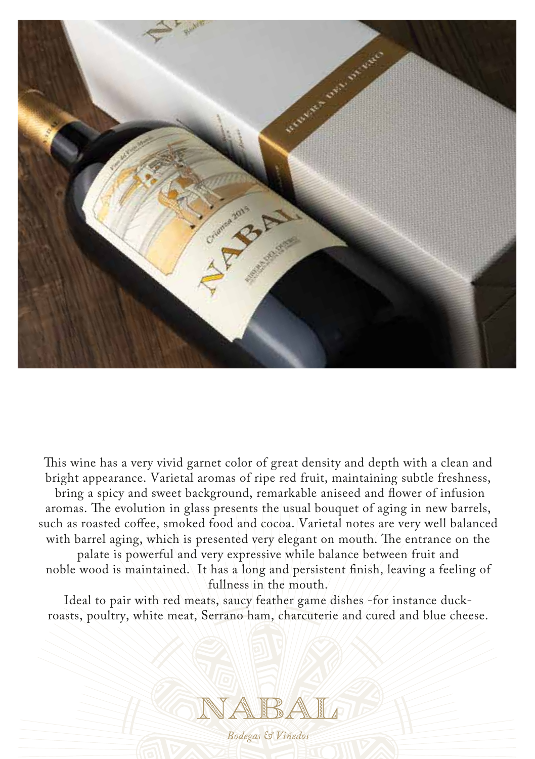This wine has a very vivid garnet color of great density and depth with a clean and bright appearance. Varietal aromas of ripe red fruit, maintaining subtle freshness, bring a spicy and sweet background, remarkable aniseed and flower of infusion aromas. The evolution in glass presents the usual bouquet of aging in new barrels, such as roasted coffee, smoked food and cocoa. Varietal notes are very well balanced with barrel aging, which is presented very elegant on mouth. The entrance on the palate is powerful and very expressive while balance between fruit and noble wood is maintained. It has a long and persistent finish, leaving a feeling of fullness in the mouth.

Ideal to pair with red meats, saucy feather game dishes -for instance duck-roasts, poultry, white meat, Serrano ham, charcuterie and cured and blue cheese.

NABAL

*Bodegas & Viñedos*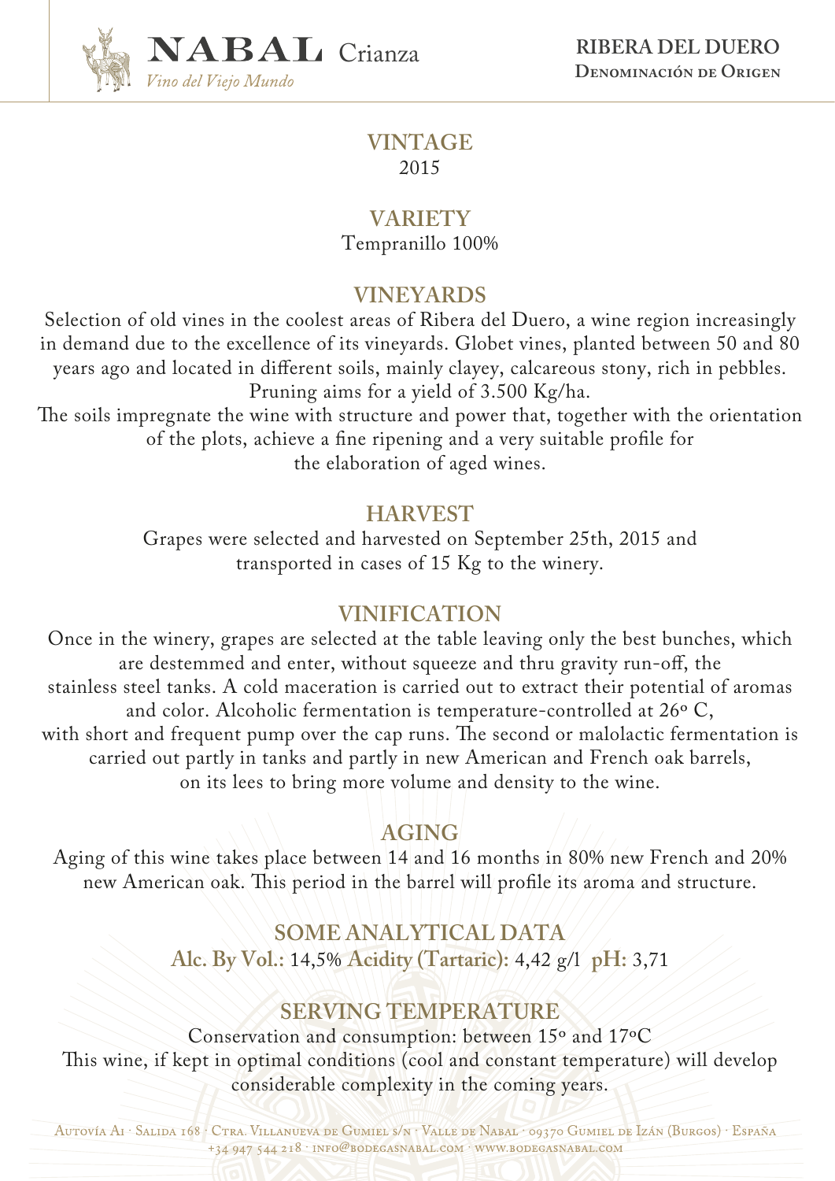NABAL Crianza
*Vino del Viejo Mundo*

RIBERA DEL DUERO
DENOMINACIÓN DE ORIGEN

## VINTAGE

2015

## VARIETY

Tempranillo 100%

## VINEYARDS

Selection of old vines in the coolest areas of Ribera del Duero, a wine region increasingly in demand due to the excellence of its vineyards. Globet vines, planted between 50 and 80 years ago and located in different soils, mainly clayey, calcareous stony, rich in pebbles. Pruning aims for a yield of 3.500 Kg/ha.

The soils impregnate the wine with structure and power that, together with the orientation of the plots, achieve a fine ripening and a very suitable profile for the elaboration of aged wines.

## HARVEST

Grapes were selected and harvested on September 25th, 2015 and transported in cases of 15 Kg to the winery.

## VINIFICATION

Once in the winery, grapes are selected at the table leaving only the best bunches, which are destemmed and enter, without squeeze and thru gravity run-off, the stainless steel tanks. A cold maceration is carried out to extract their potential of aromas and color. Alcoholic fermentation is temperature-controlled at 26º C, with short and frequent pump over the cap runs. The second or malolactic fermentation is carried out partly in tanks and partly in new American and French oak barrels, on its lees to bring more volume and density to the wine.

## AGING

Aging of this wine takes place between 14 and 16 months in 80% new French and 20% new American oak. This period in the barrel will profile its aroma and structure.

## SOME ANALYTICAL DATA

**Alc. By Vol.:** 14,5% **Acidity (Tartaric):** 4,42 g/l **pH:** 3,71

## SERVING TEMPERATURE

Conservation and consumption: between 15º and 17ºC

This wine, if kept in optimal conditions (cool and constant temperature) will develop considerable complexity in the coming years.

Autovía A1 · Salida 168 · Ctra. Villanueva de Gumiel s/n · Valle de Nabal · 09370 Gumiel de Izán (Burgos) · España
+34 947 544 218 · info@bodegasnabal.com · www.bodegasnabal.com